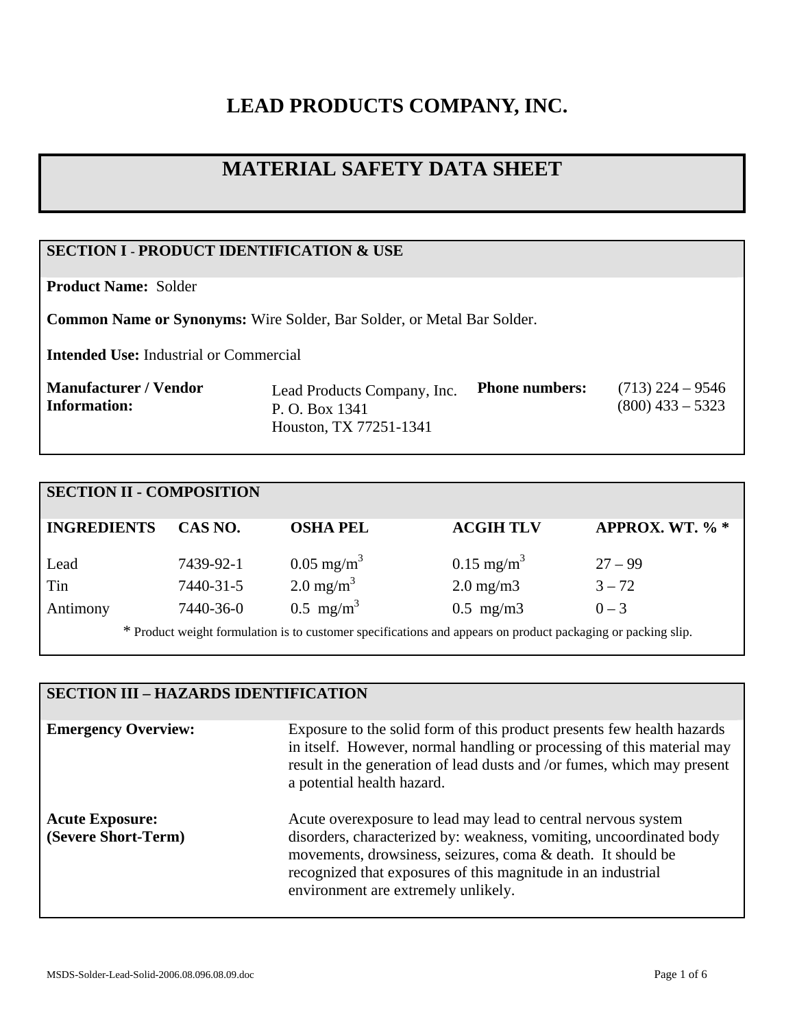# LEAD PRODUCTS COMPANY, INC.

# MATERIAL SAFETY DATA SHEET

## SECTION I - PRODUCT IDENTIFICATION & USE

**Product Name:** Solder

**Common Name or Synonyms:** Wire Solder, Bar Solder, or Metal Bar Solder.

**Intended Use:** Industrial or Commercial

| **Manufacturer / Vendor Information:** | Lead Products Company, Inc.<br>P. O. Box 1341<br>Houston, TX 77251-1341 | **Phone numbers:** | (713) 224 – 9546<br>(800) 433 – 5323 |
|---|---|---|---|

## SECTION II - COMPOSITION

| INGREDIENTS | CAS NO. | OSHA PEL | ACGIH TLV | APPROX. WT. % * |
|---|---|---|---|---|
| Lead | 7439-92-1 | 0.05 mg/m$^3$ | 0.15 mg/m$^3$ | 27 – 99 |
| Tin | 7440-31-5 | 2.0 mg/m$^3$ | 2.0 mg/m3 | 3 – 72 |
| Antimony | 7440-36-0 | 0.5 mg/m$^3$ | 0.5 mg/m3 | 0 – 3 |

* Product weight formulation is to customer specifications and appears on product packaging or packing slip.

## SECTION III – HAZARDS IDENTIFICATION

**Emergency Overview:** Exposure to the solid form of this product presents few health hazards in itself. However, normal handling or processing of this material may result in the generation of lead dusts and /or fumes, which may present a potential health hazard.

**Acute Exposure: (Severe Short-Term)** Acute overexposure to lead may lead to central nervous system disorders, characterized by: weakness, vomiting, uncoordinated body movements, drowsiness, seizures, coma & death. It should be recognized that exposures of this magnitude in an industrial environment are extremely unlikely.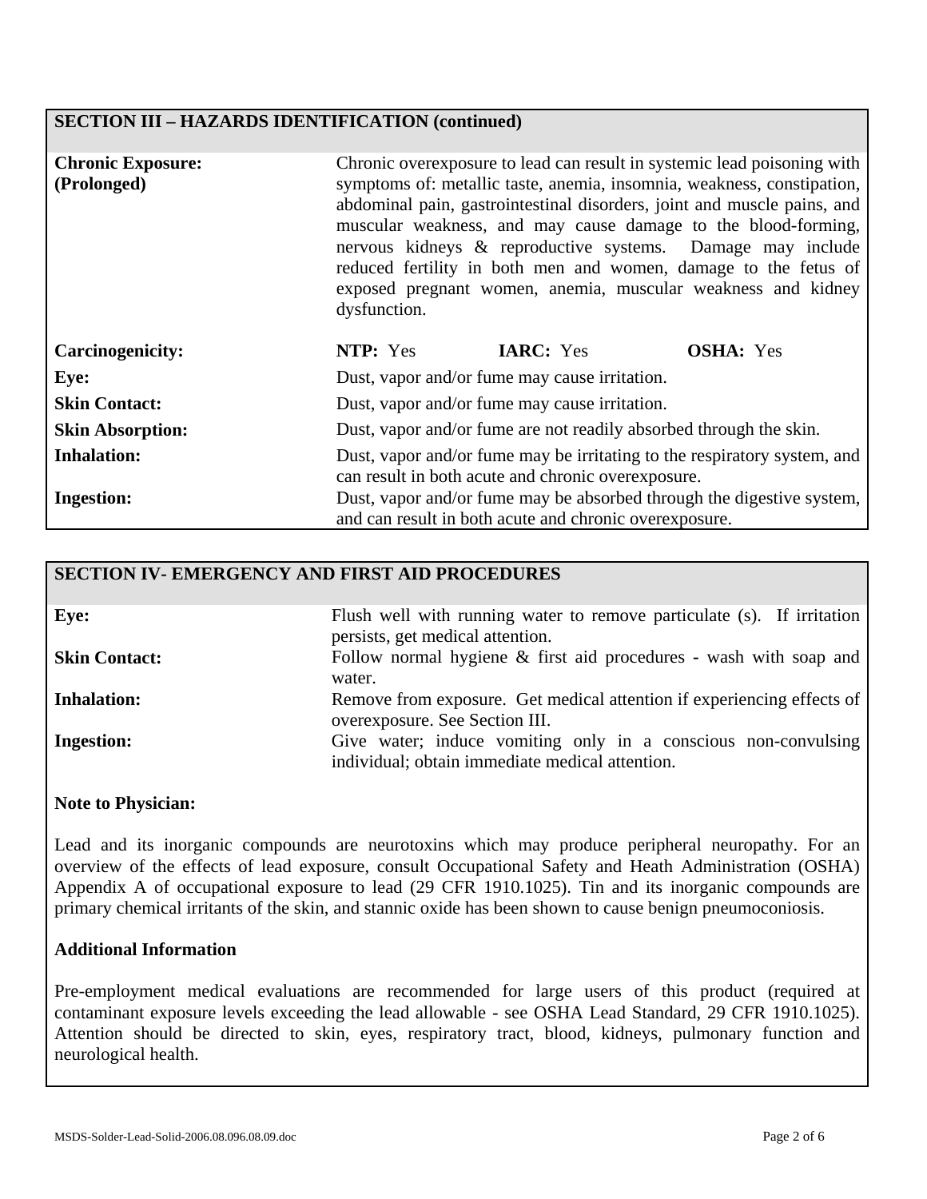## SECTION III – HAZARDS IDENTIFICATION (continued)

| | |
|---|---|
| **Chronic Exposure: (Prolonged)** | Chronic overexposure to lead can result in systemic lead poisoning with symptoms of: metallic taste, anemia, insomnia, weakness, constipation, abdominal pain, gastrointestinal disorders, joint and muscle pains, and muscular weakness, and may cause damage to the blood-forming, nervous kidneys & reproductive systems. Damage may include reduced fertility in both men and women, damage to the fetus of exposed pregnant women, anemia, muscular weakness and kidney dysfunction. |
| **Carcinogenicity:** | **NTP:** Yes **IARC:** Yes **OSHA:** Yes |
| **Eye:** | Dust, vapor and/or fume may cause irritation. |
| **Skin Contact:** | Dust, vapor and/or fume may cause irritation. |
| **Skin Absorption:** | Dust, vapor and/or fume are not readily absorbed through the skin. |
| **Inhalation:** | Dust, vapor and/or fume may be irritating to the respiratory system, and can result in both acute and chronic overexposure. |
| **Ingestion:** | Dust, vapor and/or fume may be absorbed through the digestive system, and can result in both acute and chronic overexposure. |

## SECTION IV- EMERGENCY AND FIRST AID PROCEDURES

| | |
|---|---|
| **Eye:** | Flush well with running water to remove particulate (s). If irritation persists, get medical attention. |
| **Skin Contact:** | Follow normal hygiene & first aid procedures - wash with soap and water. |
| **Inhalation:** | Remove from exposure. Get medical attention if experiencing effects of overexposure. See Section III. |
| **Ingestion:** | Give water; induce vomiting only in a conscious non-convulsing individual; obtain immediate medical attention. |

**Note to Physician:**

Lead and its inorganic compounds are neurotoxins which may produce peripheral neuropathy. For an overview of the effects of lead exposure, consult Occupational Safety and Heath Administration (OSHA) Appendix A of occupational exposure to lead (29 CFR 1910.1025). Tin and its inorganic compounds are primary chemical irritants of the skin, and stannic oxide has been shown to cause benign pneumoconiosis.

**Additional Information**

Pre-employment medical evaluations are recommended for large users of this product (required at contaminant exposure levels exceeding the lead allowable - see OSHA Lead Standard, 29 CFR 1910.1025). Attention should be directed to skin, eyes, respiratory tract, blood, kidneys, pulmonary function and neurological health.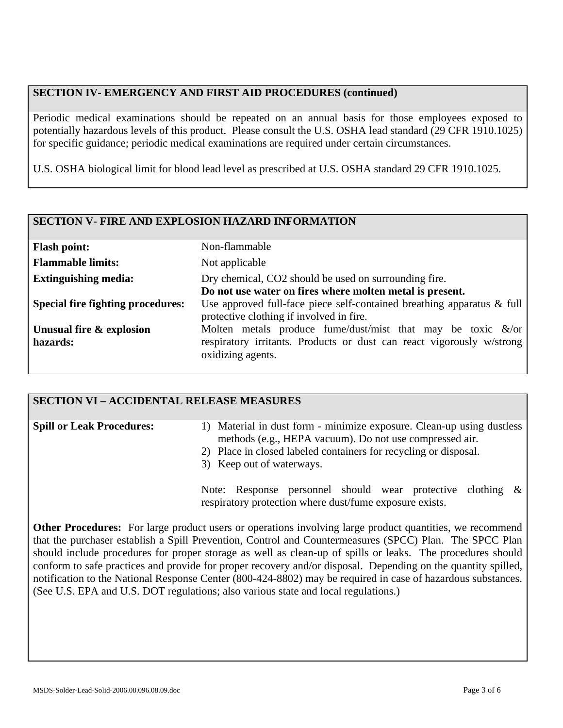## SECTION IV- EMERGENCY AND FIRST AID PROCEDURES (continued)

Periodic medical examinations should be repeated on an annual basis for those employees exposed to potentially hazardous levels of this product. Please consult the U.S. OSHA lead standard (29 CFR 1910.1025) for specific guidance; periodic medical examinations are required under certain circumstances.

U.S. OSHA biological limit for blood lead level as prescribed at U.S. OSHA standard 29 CFR 1910.1025.

## SECTION V- FIRE AND EXPLOSION HAZARD INFORMATION

| | |
|---|---|
| **Flash point:** | Non-flammable |
| **Flammable limits:** | Not applicable |
| **Extinguishing media:** | Dry chemical, $CO_2$ should be used on surrounding fire. **Do not use water on fires where molten metal is present.** |
| **Special fire fighting procedures:** | Use approved full-face piece self-contained breathing apparatus & full protective clothing if involved in fire. |
| **Unusual fire & explosion hazards:** | Molten metals produce fume/dust/mist that may be toxic &/or respiratory irritants. Products or dust can react vigorously w/strong oxidizing agents. |

## SECTION VI – ACCIDENTAL RELEASE MEASURES

**Spill or Leak Procedures:**

1) Material in dust form - minimize exposure. Clean-up using dustless methods (e.g., HEPA vacuum). Do not use compressed air.
2) Place in closed labeled containers for recycling or disposal.
3) Keep out of waterways.

Note: Response personnel should wear protective clothing & respiratory protection where dust/fume exposure exists.

**Other Procedures:** For large product users or operations involving large product quantities, we recommend that the purchaser establish a Spill Prevention, Control and Countermeasures (SPCC) Plan. The SPCC Plan should include procedures for proper storage as well as clean-up of spills or leaks. The procedures should conform to safe practices and provide for proper recovery and/or disposal. Depending on the quantity spilled, notification to the National Response Center (800-424-8802) may be required in case of hazardous substances. (See U.S. EPA and U.S. DOT regulations; also various state and local regulations.)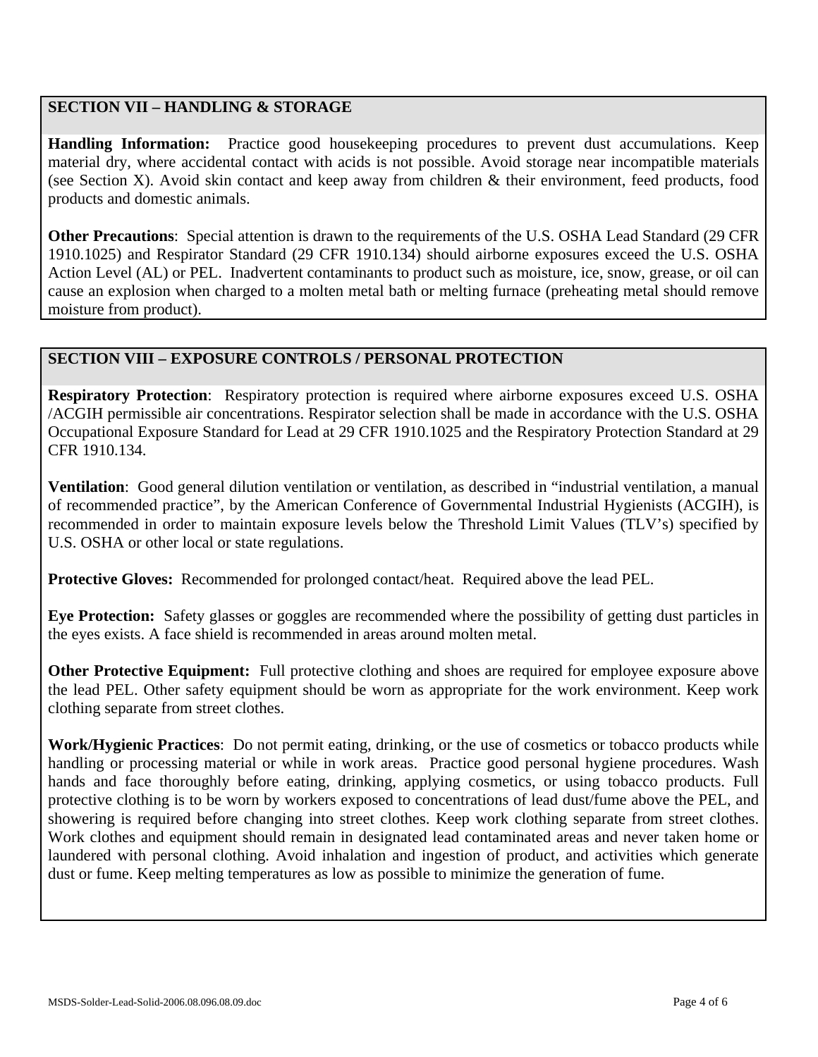## SECTION VII – HANDLING & STORAGE

**Handling Information:** Practice good housekeeping procedures to prevent dust accumulations. Keep material dry, where accidental contact with acids is not possible. Avoid storage near incompatible materials (see Section X). Avoid skin contact and keep away from children & their environment, feed products, food products and domestic animals.

**Other Precautions**: Special attention is drawn to the requirements of the U.S. OSHA Lead Standard (29 CFR 1910.1025) and Respirator Standard (29 CFR 1910.134) should airborne exposures exceed the U.S. OSHA Action Level (AL) or PEL. Inadvertent contaminants to product such as moisture, ice, snow, grease, or oil can cause an explosion when charged to a molten metal bath or melting furnace (preheating metal should remove moisture from product).

## SECTION VIII – EXPOSURE CONTROLS / PERSONAL PROTECTION

**Respiratory Protection**: Respiratory protection is required where airborne exposures exceed U.S. OSHA /ACGIH permissible air concentrations. Respirator selection shall be made in accordance with the U.S. OSHA Occupational Exposure Standard for Lead at 29 CFR 1910.1025 and the Respiratory Protection Standard at 29 CFR 1910.134.

**Ventilation**: Good general dilution ventilation or ventilation, as described in "industrial ventilation, a manual of recommended practice", by the American Conference of Governmental Industrial Hygienists (ACGIH), is recommended in order to maintain exposure levels below the Threshold Limit Values (TLV's) specified by U.S. OSHA or other local or state regulations.

**Protective Gloves:** Recommended for prolonged contact/heat. Required above the lead PEL.

**Eye Protection:** Safety glasses or goggles are recommended where the possibility of getting dust particles in the eyes exists. A face shield is recommended in areas around molten metal.

**Other Protective Equipment:** Full protective clothing and shoes are required for employee exposure above the lead PEL. Other safety equipment should be worn as appropriate for the work environment. Keep work clothing separate from street clothes.

**Work/Hygienic Practices**: Do not permit eating, drinking, or the use of cosmetics or tobacco products while handling or processing material or while in work areas. Practice good personal hygiene procedures. Wash hands and face thoroughly before eating, drinking, applying cosmetics, or using tobacco products. Full protective clothing is to be worn by workers exposed to concentrations of lead dust/fume above the PEL, and showering is required before changing into street clothes. Keep work clothing separate from street clothes. Work clothes and equipment should remain in designated lead contaminated areas and never taken home or laundered with personal clothing. Avoid inhalation and ingestion of product, and activities which generate dust or fume. Keep melting temperatures as low as possible to minimize the generation of fume.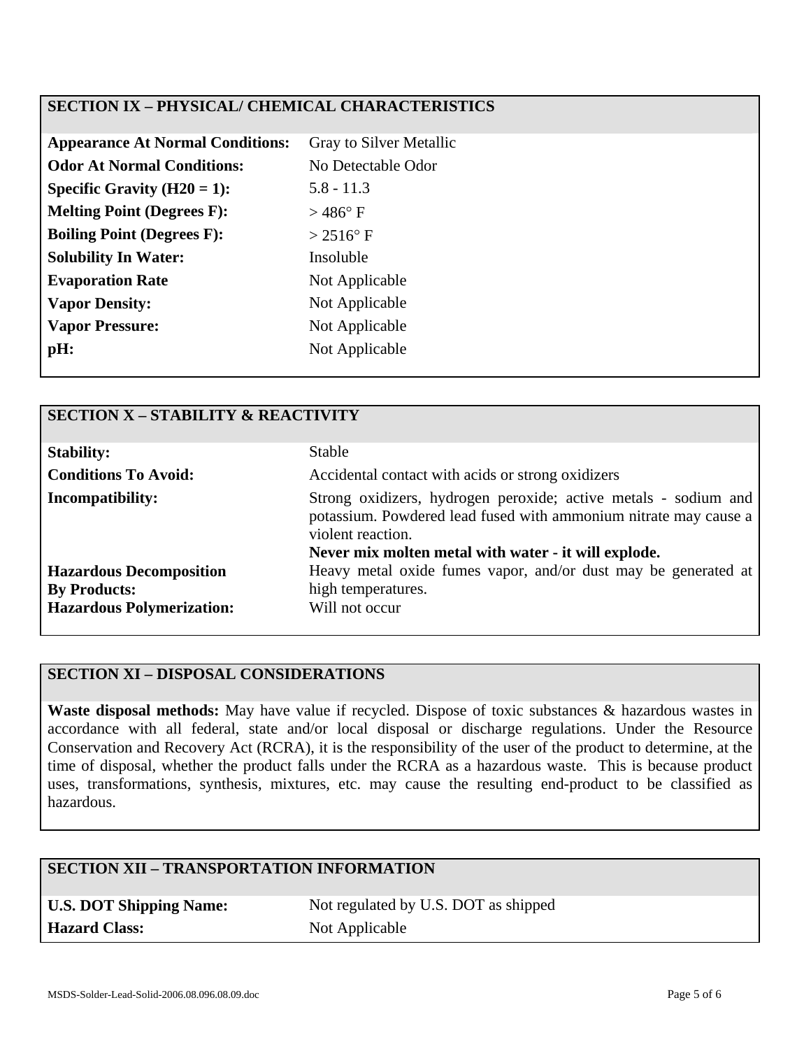## SECTION IX – PHYSICAL/ CHEMICAL CHARACTERISTICS

| | |
|---|---|
| **Appearance At Normal Conditions:** | Gray to Silver Metallic |
| **Odor At Normal Conditions:** | No Detectable Odor |
| **Specific Gravity (H20 = 1):** | 5.8 - 11.3 |
| **Melting Point (Degrees F):** | > 486° F |
| **Boiling Point (Degrees F):** | > 2516° F |
| **Solubility In Water:** | Insoluble |
| **Evaporation Rate** | Not Applicable |
| **Vapor Density:** | Not Applicable |
| **Vapor Pressure:** | Not Applicable |
| **pH:** | Not Applicable |

## SECTION X – STABILITY & REACTIVITY

| | |
|---|---|
| **Stability:** | Stable |
| **Conditions To Avoid:** | Accidental contact with acids or strong oxidizers |
| **Incompatibility:** | Strong oxidizers, hydrogen peroxide; active metals - sodium and potassium. Powdered lead fused with ammonium nitrate may cause a violent reaction. **Never mix molten metal with water - it will explode.** |
| **Hazardous Decomposition By Products:** | Heavy metal oxide fumes vapor, and/or dust may be generated at high temperatures. |
| **Hazardous Polymerization:** | Will not occur |

## SECTION XI – DISPOSAL CONSIDERATIONS

**Waste disposal methods:** May have value if recycled. Dispose of toxic substances & hazardous wastes in accordance with all federal, state and/or local disposal or discharge regulations. Under the Resource Conservation and Recovery Act (RCRA), it is the responsibility of the user of the product to determine, at the time of disposal, whether the product falls under the RCRA as a hazardous waste. This is because product uses, transformations, synthesis, mixtures, etc. may cause the resulting end-product to be classified as hazardous.

## SECTION XII – TRANSPORTATION INFORMATION

| | |
|---|---|
| **U.S. DOT Shipping Name:** | Not regulated by U.S. DOT as shipped |
| **Hazard Class:** | Not Applicable |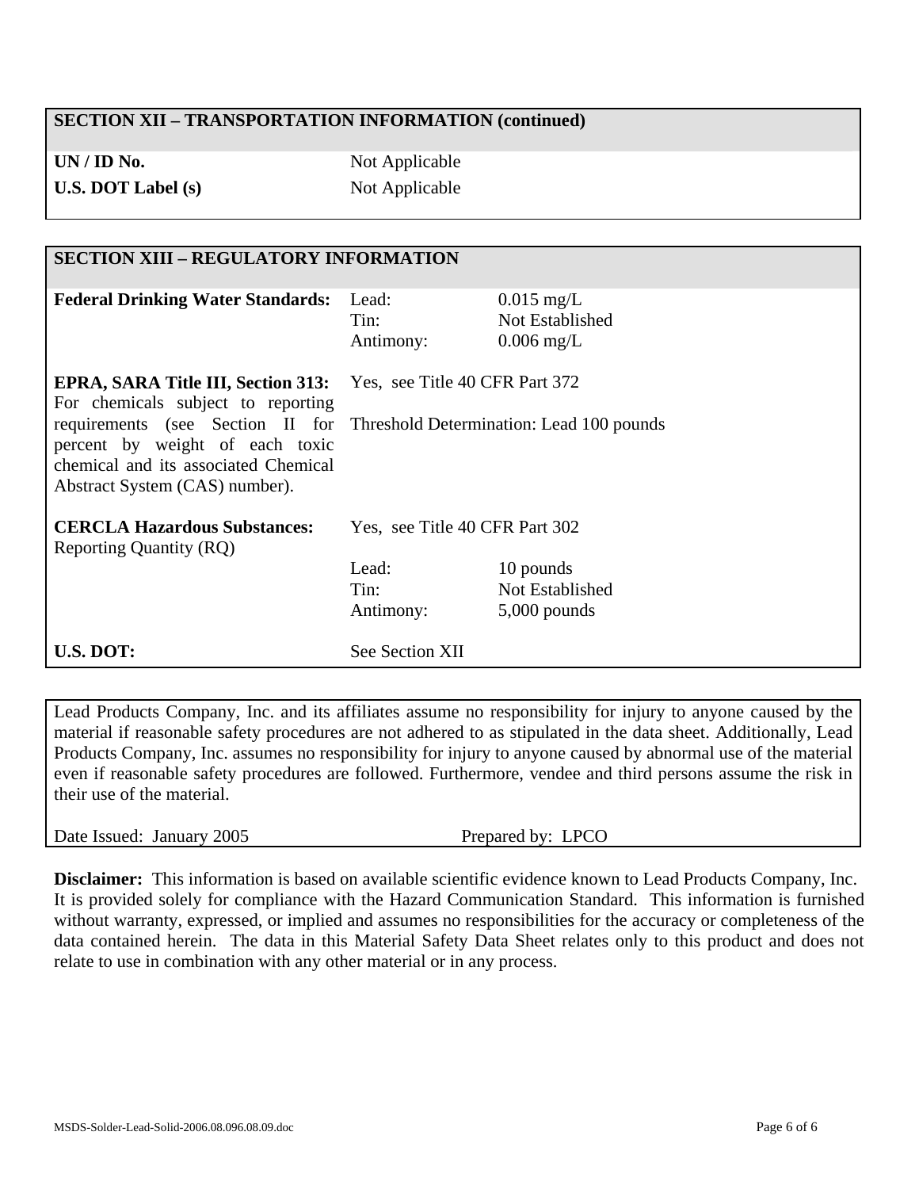## SECTION XII – TRANSPORTATION INFORMATION (continued)

| | |
|---|---|
| **UN / ID No.** | Not Applicable |
| **U.S. DOT Label (s)** | Not Applicable |

## SECTION XIII – REGULATORY INFORMATION

| | | |
|---|---|---|
| **Federal Drinking Water Standards:** | Lead: | 0.015 mg/L |
| | Tin: | Not Established |
| | Antimony: | 0.006 mg/L |
| **EPRA, SARA Title III, Section 313:** For chemicals subject to reporting requirements (see Section II for percent by weight of each toxic chemical and its associated Chemical Abstract System (CAS) number). | Yes, see Title 40 CFR Part 372 | |
| | Threshold Determination: Lead 100 pounds | |
| **CERCLA Hazardous Substances:** Reporting Quantity (RQ) | Yes, see Title 40 CFR Part 302 | |
| | Lead: | 10 pounds |
| | Tin: | Not Established |
| | Antimony: | 5,000 pounds |
| **U.S. DOT:** | See Section XII | |

Lead Products Company, Inc. and its affiliates assume no responsibility for injury to anyone caused by the material if reasonable safety procedures are not adhered to as stipulated in the data sheet. Additionally, Lead Products Company, Inc. assumes no responsibility for injury to anyone caused by abnormal use of the material even if reasonable safety procedures are followed. Furthermore, vendee and third persons assume the risk in their use of the material.

Date Issued: January 2005 Prepared by: LPCO

**Disclaimer:** This information is based on available scientific evidence known to Lead Products Company, Inc. It is provided solely for compliance with the Hazard Communication Standard. This information is furnished without warranty, expressed, or implied and assumes no responsibilities for the accuracy or completeness of the data contained herein. The data in this Material Safety Data Sheet relates only to this product and does not relate to use in combination with any other material or in any process.